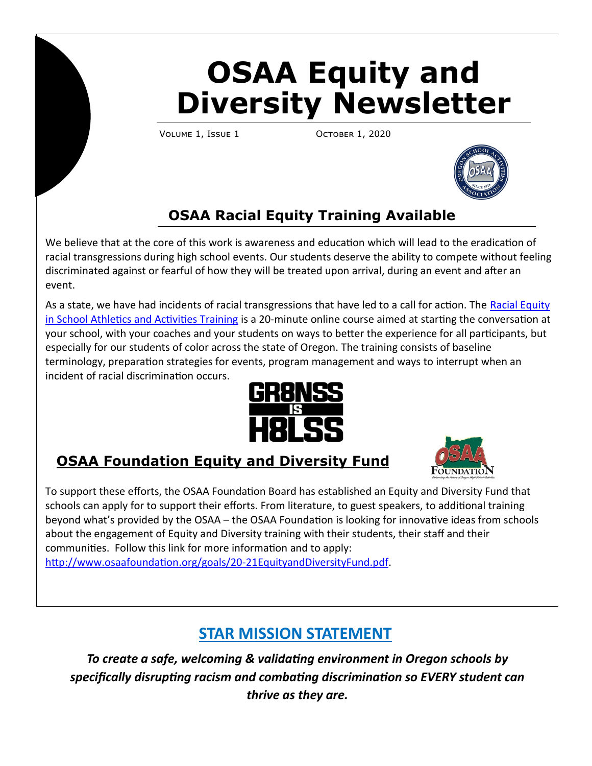# OSAA Equity and Diversity Newsletter

Volume 1, Issue 1 October 1, 2020

## OSAA Racial Equity Training Available

We believe that at the core of this work is awareness and education which will lead to the eradication of racial transgressions during high school events. Our students deserve the ability to compete without feeling discriminated against or fearful of how they will be treated upon arrival, during an event and after an event.

As a state, we have had incidents of racial transgressions that have led to a call for action. The Racial Equity in School Athletics and Activities Training is a 20-minute online course aimed at starting the conversation at your school, with your coaches and your students on ways to better the experience for all participants, but especially for our students of color across the state of Oregon. The training consists of baseline terminology, preparation strategies for events, program management and ways to interrupt when an incident of racial discrimination occurs.

GR8NSS IS H8LSS

## OSAA Foundation Equity and Diversity Fund

To support these efforts, the OSAA Foundation Board has established an Equity and Diversity Fund that schools can apply for to support their efforts. From literature, to guest speakers, to additional training beyond what's provided by the OSAA – the OSAA Foundation is looking for innovative ideas from schools about the engagement of Equity and Diversity training with their students, their staff and their communities. Follow this link for more information and to apply: http://www.osaafoundation.org/goals/20-21EquityandDiversityFund.pdf.

## STAR MISSION STATEMENT

***To create a safe, welcoming & validating environment in Oregon schools by specifically disrupting racism and combating discrimination so EVERY student can thrive as they are.***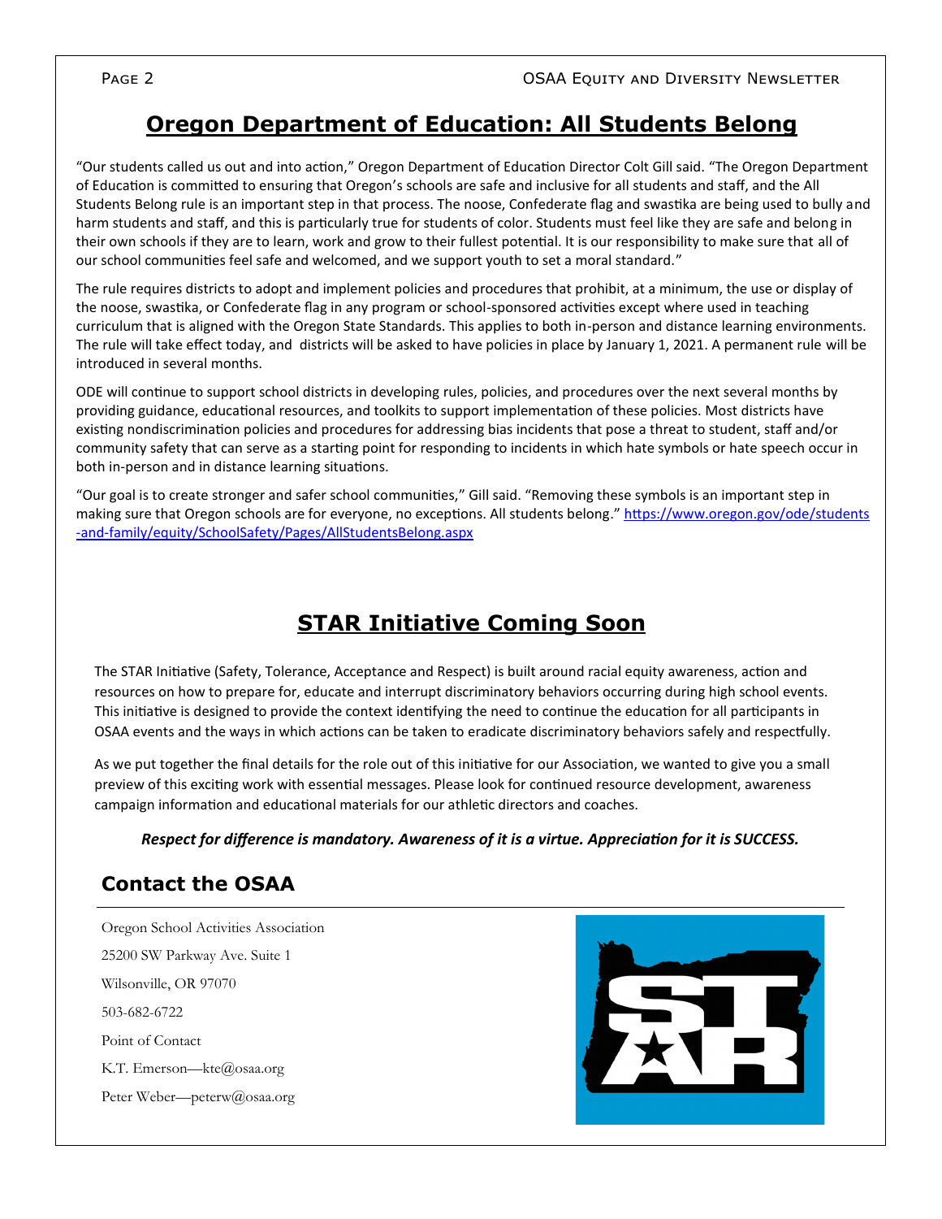## Oregon Department of Education: All Students Belong

"Our students called us out and into action," Oregon Department of Education Director Colt Gill said. "The Oregon Department of Education is committed to ensuring that Oregon's schools are safe and inclusive for all students and staff, and the All Students Belong rule is an important step in that process. The noose, Confederate flag and swastika are being used to bully and harm students and staff, and this is particularly true for students of color. Students must feel like they are safe and belong in their own schools if they are to learn, work and grow to their fullest potential. It is our responsibility to make sure that all of our school communities feel safe and welcomed, and we support youth to set a moral standard."

The rule requires districts to adopt and implement policies and procedures that prohibit, at a minimum, the use or display of the noose, swastika, or Confederate flag in any program or school-sponsored activities except where used in teaching curriculum that is aligned with the Oregon State Standards. This applies to both in-person and distance learning environments. The rule will take effect today, and districts will be asked to have policies in place by January 1, 2021. A permanent rule will be introduced in several months.

ODE will continue to support school districts in developing rules, policies, and procedures over the next several months by providing guidance, educational resources, and toolkits to support implementation of these policies. Most districts have existing nondiscrimination policies and procedures for addressing bias incidents that pose a threat to student, staff and/or community safety that can serve as a starting point for responding to incidents in which hate symbols or hate speech occur in both in-person and in distance learning situations.

"Our goal is to create stronger and safer school communities," Gill said. "Removing these symbols is an important step in making sure that Oregon schools are for everyone, no exceptions. All students belong." https://www.oregon.gov/ode/students-and-family/equity/SchoolSafety/Pages/AllStudentsBelong.aspx

## STAR Initiative Coming Soon

The STAR Initiative (Safety, Tolerance, Acceptance and Respect) is built around racial equity awareness, action and resources on how to prepare for, educate and interrupt discriminatory behaviors occurring during high school events. This initiative is designed to provide the context identifying the need to continue the education for all participants in OSAA events and the ways in which actions can be taken to eradicate discriminatory behaviors safely and respectfully.

As we put together the final details for the role out of this initiative for our Association, we wanted to give you a small preview of this exciting work with essential messages. Please look for continued resource development, awareness campaign information and educational materials for our athletic directors and coaches.

***Respect for difference is mandatory. Awareness of it is a virtue. Appreciation for it is SUCCESS.***

### Contact the OSAA

Oregon School Activities Association

25200 SW Parkway Ave. Suite 1

Wilsonville, OR 97070

503-682-6722

Point of Contact

K.T. Emerson—kte@osaa.org

Peter Weber—peterw@osaa.org